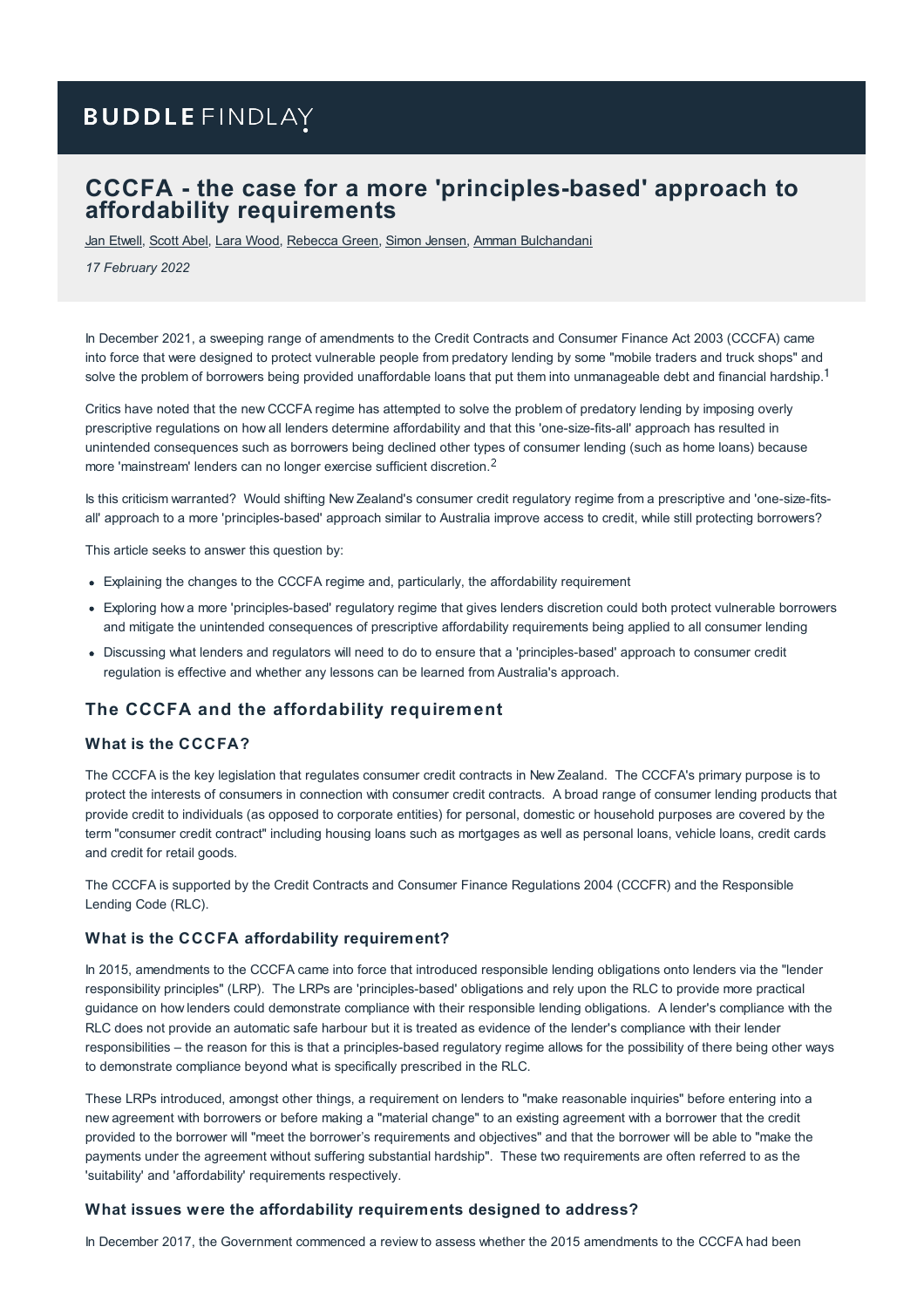BUDDLE FINDLAY

# CCCFA - the case for a more 'principles-based' approach to affordability requirements

Jan Etwell, Scott Abel, Lara Wood, Rebecca Green, Simon Jensen, Amman Bulchandani

*17 February 2022*

In December 2021, a sweeping range of amendments to the Credit Contracts and Consumer Finance Act 2003 (CCCFA) came into force that were designed to protect vulnerable people from predatory lending by some "mobile traders and truck shops" and solve the problem of borrowers being provided unaffordable loans that put them into unmanageable debt and financial hardship.[1]

Critics have noted that the new CCCFA regime has attempted to solve the problem of predatory lending by imposing overly prescriptive regulations on how all lenders determine affordability and that this 'one-size-fits-all' approach has resulted in unintended consequences such as borrowers being declined other types of consumer lending (such as home loans) because more 'mainstream' lenders can no longer exercise sufficient discretion.[2]

Is this criticism warranted? Would shifting New Zealand's consumer credit regulatory regime from a prescriptive and 'one-size-fits-all' approach to a more 'principles-based' approach similar to Australia improve access to credit, while still protecting borrowers?

This article seeks to answer this question by:

- Explaining the changes to the CCCFA regime and, particularly, the affordability requirement
- Exploring how a more 'principles-based' regulatory regime that gives lenders discretion could both protect vulnerable borrowers and mitigate the unintended consequences of prescriptive affordability requirements being applied to all consumer lending
- Discussing what lenders and regulators will need to do to ensure that a 'principles-based' approach to consumer credit regulation is effective and whether any lessons can be learned from Australia's approach.

## The CCCFA and the affordability requirement

### What is the CCCFA?

The CCCFA is the key legislation that regulates consumer credit contracts in New Zealand. The CCCFA's primary purpose is to protect the interests of consumers in connection with consumer credit contracts. A broad range of consumer lending products that provide credit to individuals (as opposed to corporate entities) for personal, domestic or household purposes are covered by the term "consumer credit contract" including housing loans such as mortgages as well as personal loans, vehicle loans, credit cards and credit for retail goods.

The CCCFA is supported by the Credit Contracts and Consumer Finance Regulations 2004 (CCCFR) and the Responsible Lending Code (RLC).

### What is the CCCFA affordability requirement?

In 2015, amendments to the CCCFA came into force that introduced responsible lending obligations onto lenders via the "lender responsibility principles" (LRP). The LRPs are 'principles-based' obligations and rely upon the RLC to provide more practical guidance on how lenders could demonstrate compliance with their responsible lending obligations. A lender's compliance with the RLC does not provide an automatic safe harbour but it is treated as evidence of the lender's compliance with their lender responsibilities – the reason for this is that a principles-based regulatory regime allows for the possibility of there being other ways to demonstrate compliance beyond what is specifically prescribed in the RLC.

These LRPs introduced, amongst other things, a requirement on lenders to "make reasonable inquiries" before entering into a new agreement with borrowers or before making a "material change" to an existing agreement with a borrower that the credit provided to the borrower will "meet the borrower's requirements and objectives" and that the borrower will be able to "make the payments under the agreement without suffering substantial hardship". These two requirements are often referred to as the 'suitability' and 'affordability' requirements respectively.

### What issues were the affordability requirements designed to address?

In December 2017, the Government commenced a review to assess whether the 2015 amendments to the CCCFA had been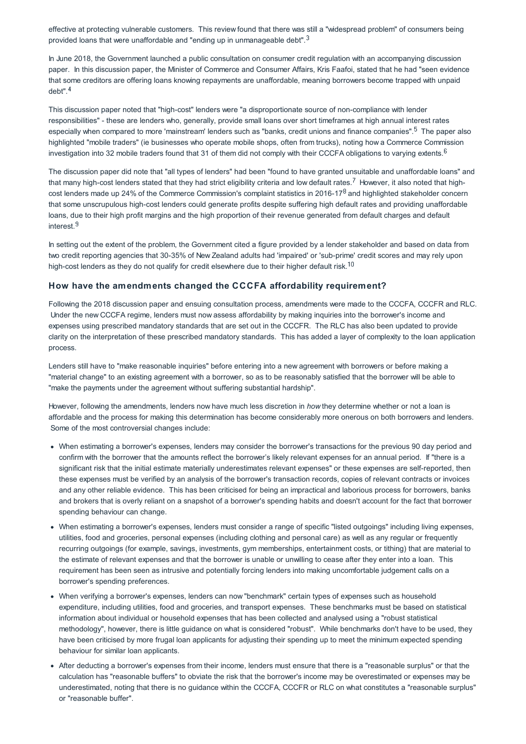effective at protecting vulnerable customers. This review found that there was still a "widespread problem" of consumers being provided loans that were unaffordable and "ending up in unmanageable debt".[3]

In June 2018, the Government launched a public consultation on consumer credit regulation with an accompanying discussion paper. In this discussion paper, the Minister of Commerce and Consumer Affairs, Kris Faafoi, stated that he had "seen evidence that some creditors are offering loans knowing repayments are unaffordable, meaning borrowers become trapped with unpaid debt".[4]

This discussion paper noted that "high-cost" lenders were "a disproportionate source of non-compliance with lender responsibilities" - these are lenders who, generally, provide small loans over short timeframes at high annual interest rates especially when compared to more 'mainstream' lenders such as "banks, credit unions and finance companies".[5] The paper also highlighted "mobile traders" (ie businesses who operate mobile shops, often from trucks), noting how a Commerce Commission investigation into 32 mobile traders found that 31 of them did not comply with their CCCFA obligations to varying extents.[6]

The discussion paper did note that "all types of lenders" had been "found to have granted unsuitable and unaffordable loans" and that many high-cost lenders stated that they had strict eligibility criteria and low default rates.[7] However, it also noted that high-cost lenders made up 24% of the Commerce Commission's complaint statistics in 2016-17[8] and highlighted stakeholder concern that some unscrupulous high-cost lenders could generate profits despite suffering high default rates and providing unaffordable loans, due to their high profit margins and the high proportion of their revenue generated from default charges and default interest.[9]

In setting out the extent of the problem, the Government cited a figure provided by a lender stakeholder and based on data from two credit reporting agencies that 30-35% of New Zealand adults had 'impaired' or 'sub-prime' credit scores and may rely upon high-cost lenders as they do not qualify for credit elsewhere due to their higher default risk.[10]

### How have the amendments changed the CCCFA affordability requirement?

Following the 2018 discussion paper and ensuing consultation process, amendments were made to the CCCFA, CCCFR and RLC. Under the new CCCFA regime, lenders must now assess affordability by making inquiries into the borrower's income and expenses using prescribed mandatory standards that are set out in the CCCFR. The RLC has also been updated to provide clarity on the interpretation of these prescribed mandatory standards. This has added a layer of complexity to the loan application process.

Lenders still have to "make reasonable inquiries" before entering into a new agreement with borrowers or before making a "material change" to an existing agreement with a borrower, so as to be reasonably satisfied that the borrower will be able to "make the payments under the agreement without suffering substantial hardship".

However, following the amendments, lenders now have much less discretion in *how* they determine whether or not a loan is affordable and the process for making this determination has become considerably more onerous on both borrowers and lenders. Some of the most controversial changes include:

- When estimating a borrower's expenses, lenders may consider the borrower's transactions for the previous 90 day period and confirm with the borrower that the amounts reflect the borrower's likely relevant expenses for an annual period. If "there is a significant risk that the initial estimate materially underestimates relevant expenses" or these expenses are self-reported, then these expenses must be verified by an analysis of the borrower's transaction records, copies of relevant contracts or invoices and any other reliable evidence. This has been criticised for being an impractical and laborious process for borrowers, banks and brokers that is overly reliant on a snapshot of a borrower's spending habits and doesn't account for the fact that borrower spending behaviour can change.
- When estimating a borrower's expenses, lenders must consider a range of specific "listed outgoings" including living expenses, utilities, food and groceries, personal expenses (including clothing and personal care) as well as any regular or frequently recurring outgoings (for example, savings, investments, gym memberships, entertainment costs, or tithing) that are material to the estimate of relevant expenses and that the borrower is unable or unwilling to cease after they enter into a loan. This requirement has been seen as intrusive and potentially forcing lenders into making uncomfortable judgement calls on a borrower's spending preferences.
- When verifying a borrower's expenses, lenders can now "benchmark" certain types of expenses such as household expenditure, including utilities, food and groceries, and transport expenses. These benchmarks must be based on statistical information about individual or household expenses that has been collected and analysed using a "robust statistical methodology", however, there is little guidance on what is considered "robust". While benchmarks don't have to be used, they have been criticised by more frugal loan applicants for adjusting their spending up to meet the minimum expected spending behaviour for similar loan applicants.
- After deducting a borrower's expenses from their income, lenders must ensure that there is a "reasonable surplus" or that the calculation has "reasonable buffers" to obviate the risk that the borrower's income may be overestimated or expenses may be underestimated, noting that there is no guidance within the CCCFA, CCCFR or RLC on what constitutes a "reasonable surplus" or "reasonable buffer".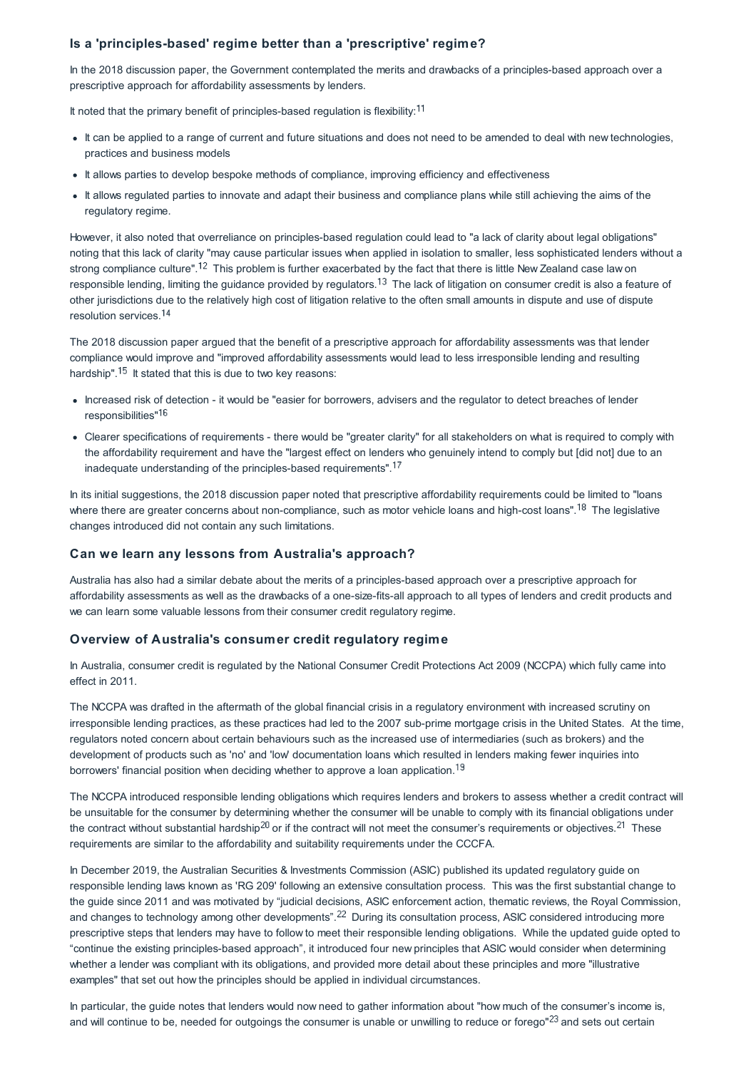### Is a 'principles-based' regime better than a 'prescriptive' regime?

In the 2018 discussion paper, the Government contemplated the merits and drawbacks of a principles-based approach over a prescriptive approach for affordability assessments by lenders.

It noted that the primary benefit of principles-based regulation is flexibility:[11]

- It can be applied to a range of current and future situations and does not need to be amended to deal with new technologies, practices and business models
- It allows parties to develop bespoke methods of compliance, improving efficiency and effectiveness
- It allows regulated parties to innovate and adapt their business and compliance plans while still achieving the aims of the regulatory regime.

However, it also noted that overreliance on principles-based regulation could lead to "a lack of clarity about legal obligations" noting that this lack of clarity "may cause particular issues when applied in isolation to smaller, less sophisticated lenders without a strong compliance culture".[12] This problem is further exacerbated by the fact that there is little New Zealand case law on responsible lending, limiting the guidance provided by regulators.[13] The lack of litigation on consumer credit is also a feature of other jurisdictions due to the relatively high cost of litigation relative to the often small amounts in dispute and use of dispute resolution services.[14]

The 2018 discussion paper argued that the benefit of a prescriptive approach for affordability assessments was that lender compliance would improve and "improved affordability assessments would lead to less irresponsible lending and resulting hardship".[15] It stated that this is due to two key reasons:

- Increased risk of detection - it would be "easier for borrowers, advisers and the regulator to detect breaches of lender responsibilities"[16]
- Clearer specifications of requirements - there would be "greater clarity" for all stakeholders on what is required to comply with the affordability requirement and have the "largest effect on lenders who genuinely intend to comply but [did not] due to an inadequate understanding of the principles-based requirements".[17]

In its initial suggestions, the 2018 discussion paper noted that prescriptive affordability requirements could be limited to "loans where there are greater concerns about non-compliance, such as motor vehicle loans and high-cost loans".[18] The legislative changes introduced did not contain any such limitations.

### Can we learn any lessons from Australia's approach?

Australia has also had a similar debate about the merits of a principles-based approach over a prescriptive approach for affordability assessments as well as the drawbacks of a one-size-fits-all approach to all types of lenders and credit products and we can learn some valuable lessons from their consumer credit regulatory regime.

### Overview of Australia's consumer credit regulatory regime

In Australia, consumer credit is regulated by the National Consumer Credit Protections Act 2009 (NCCPA) which fully came into effect in 2011.

The NCCPA was drafted in the aftermath of the global financial crisis in a regulatory environment with increased scrutiny on irresponsible lending practices, as these practices had led to the 2007 sub-prime mortgage crisis in the United States. At the time, regulators noted concern about certain behaviours such as the increased use of intermediaries (such as brokers) and the development of products such as 'no' and 'low' documentation loans which resulted in lenders making fewer inquiries into borrowers' financial position when deciding whether to approve a loan application.[19]

The NCCPA introduced responsible lending obligations which requires lenders and brokers to assess whether a credit contract will be unsuitable for the consumer by determining whether the consumer will be unable to comply with its financial obligations under the contract without substantial hardship[20] or if the contract will not meet the consumer's requirements or objectives.[21] These requirements are similar to the affordability and suitability requirements under the CCCFA.

In December 2019, the Australian Securities & Investments Commission (ASIC) published its updated regulatory guide on responsible lending laws known as 'RG 209' following an extensive consultation process. This was the first substantial change to the guide since 2011 and was motivated by "judicial decisions, ASIC enforcement action, thematic reviews, the Royal Commission, and changes to technology among other developments".[22] During its consultation process, ASIC considered introducing more prescriptive steps that lenders may have to follow to meet their responsible lending obligations. While the updated guide opted to "continue the existing principles-based approach", it introduced four new principles that ASIC would consider when determining whether a lender was compliant with its obligations, and provided more detail about these principles and more "illustrative examples" that set out how the principles should be applied in individual circumstances.

In particular, the guide notes that lenders would now need to gather information about "how much of the consumer's income is, and will continue to be, needed for outgoings the consumer is unable or unwilling to reduce or forego"[23] and sets out certain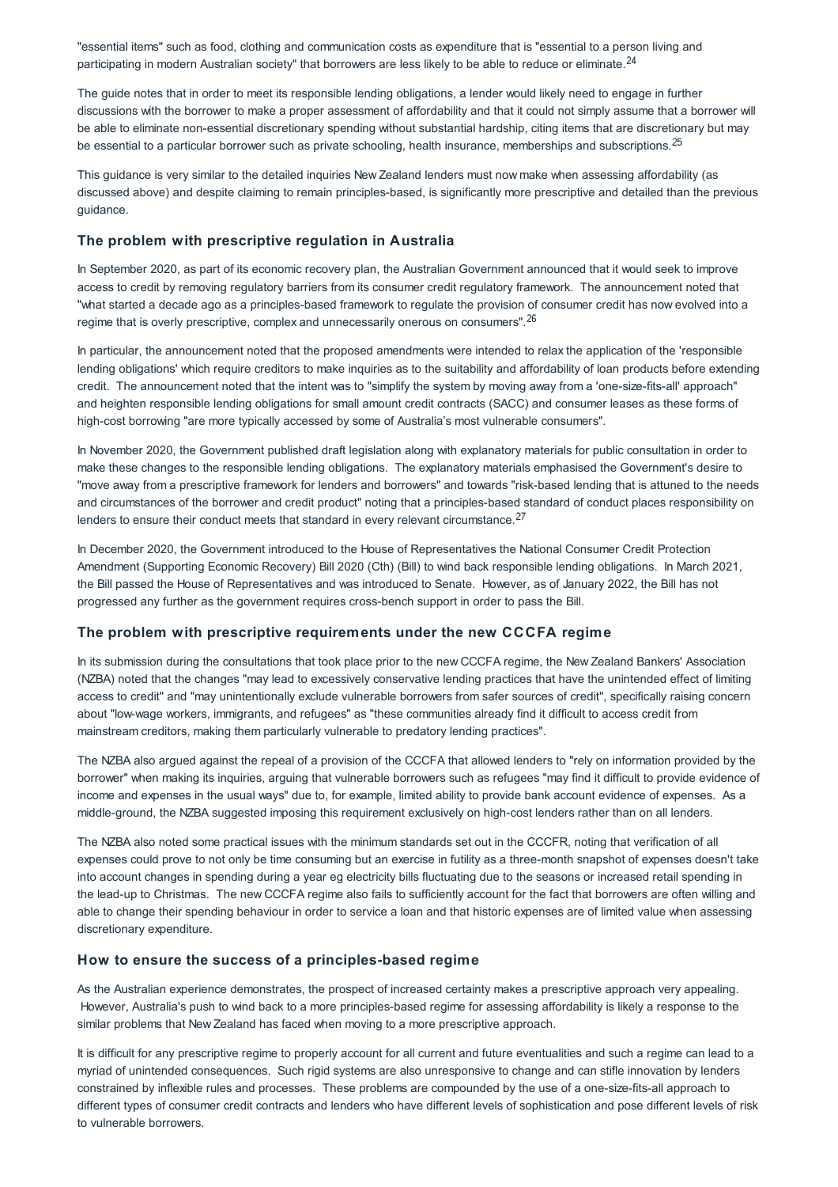"essential items" such as food, clothing and communication costs as expenditure that is "essential to a person living and participating in modern Australian society" that borrowers are less likely to be able to reduce or eliminate.[24]

The guide notes that in order to meet its responsible lending obligations, a lender would likely need to engage in further discussions with the borrower to make a proper assessment of affordability and that it could not simply assume that a borrower will be able to eliminate non-essential discretionary spending without substantial hardship, citing items that are discretionary but may be essential to a particular borrower such as private schooling, health insurance, memberships and subscriptions.[25]

This guidance is very similar to the detailed inquiries New Zealand lenders must now make when assessing affordability (as discussed above) and despite claiming to remain principles-based, is significantly more prescriptive and detailed than the previous guidance.

### The problem with prescriptive regulation in Australia

In September 2020, as part of its economic recovery plan, the Australian Government announced that it would seek to improve access to credit by removing regulatory barriers from its consumer credit regulatory framework. The announcement noted that "what started a decade ago as a principles-based framework to regulate the provision of consumer credit has now evolved into a regime that is overly prescriptive, complex and unnecessarily onerous on consumers".[26]

In particular, the announcement noted that the proposed amendments were intended to relax the application of the 'responsible lending obligations' which require creditors to make inquiries as to the suitability and affordability of loan products before extending credit. The announcement noted that the intent was to "simplify the system by moving away from a 'one-size-fits-all' approach" and heighten responsible lending obligations for small amount credit contracts (SACC) and consumer leases as these forms of high-cost borrowing "are more typically accessed by some of Australia's most vulnerable consumers".

In November 2020, the Government published draft legislation along with explanatory materials for public consultation in order to make these changes to the responsible lending obligations. The explanatory materials emphasised the Government's desire to "move away from a prescriptive framework for lenders and borrowers" and towards "risk-based lending that is attuned to the needs and circumstances of the borrower and credit product" noting that a principles-based standard of conduct places responsibility on lenders to ensure their conduct meets that standard in every relevant circumstance.[27]

In December 2020, the Government introduced to the House of Representatives the National Consumer Credit Protection Amendment (Supporting Economic Recovery) Bill 2020 (Cth) (Bill) to wind back responsible lending obligations. In March 2021, the Bill passed the House of Representatives and was introduced to Senate. However, as of January 2022, the Bill has not progressed any further as the government requires cross-bench support in order to pass the Bill.

### The problem with prescriptive requirements under the new CCCFA regime

In its submission during the consultations that took place prior to the new CCCFA regime, the New Zealand Bankers' Association (NZBA) noted that the changes "may lead to excessively conservative lending practices that have the unintended effect of limiting access to credit" and "may unintentionally exclude vulnerable borrowers from safer sources of credit", specifically raising concern about "low-wage workers, immigrants, and refugees" as "these communities already find it difficult to access credit from mainstream creditors, making them particularly vulnerable to predatory lending practices".

The NZBA also argued against the repeal of a provision of the CCCFA that allowed lenders to "rely on information provided by the borrower" when making its inquiries, arguing that vulnerable borrowers such as refugees "may find it difficult to provide evidence of income and expenses in the usual ways" due to, for example, limited ability to provide bank account evidence of expenses. As a middle-ground, the NZBA suggested imposing this requirement exclusively on high-cost lenders rather than on all lenders.

The NZBA also noted some practical issues with the minimum standards set out in the CCCFR, noting that verification of all expenses could prove to not only be time consuming but an exercise in futility as a three-month snapshot of expenses doesn't take into account changes in spending during a year eg electricity bills fluctuating due to the seasons or increased retail spending in the lead-up to Christmas. The new CCCFA regime also fails to sufficiently account for the fact that borrowers are often willing and able to change their spending behaviour in order to service a loan and that historic expenses are of limited value when assessing discretionary expenditure.

### How to ensure the success of a principles-based regime

As the Australian experience demonstrates, the prospect of increased certainty makes a prescriptive approach very appealing. However, Australia's push to wind back to a more principles-based regime for assessing affordability is likely a response to the similar problems that New Zealand has faced when moving to a more prescriptive approach.

It is difficult for any prescriptive regime to properly account for all current and future eventualities and such a regime can lead to a myriad of unintended consequences. Such rigid systems are also unresponsive to change and can stifle innovation by lenders constrained by inflexible rules and processes. These problems are compounded by the use of a one-size-fits-all approach to different types of consumer credit contracts and lenders who have different levels of sophistication and pose different levels of risk to vulnerable borrowers.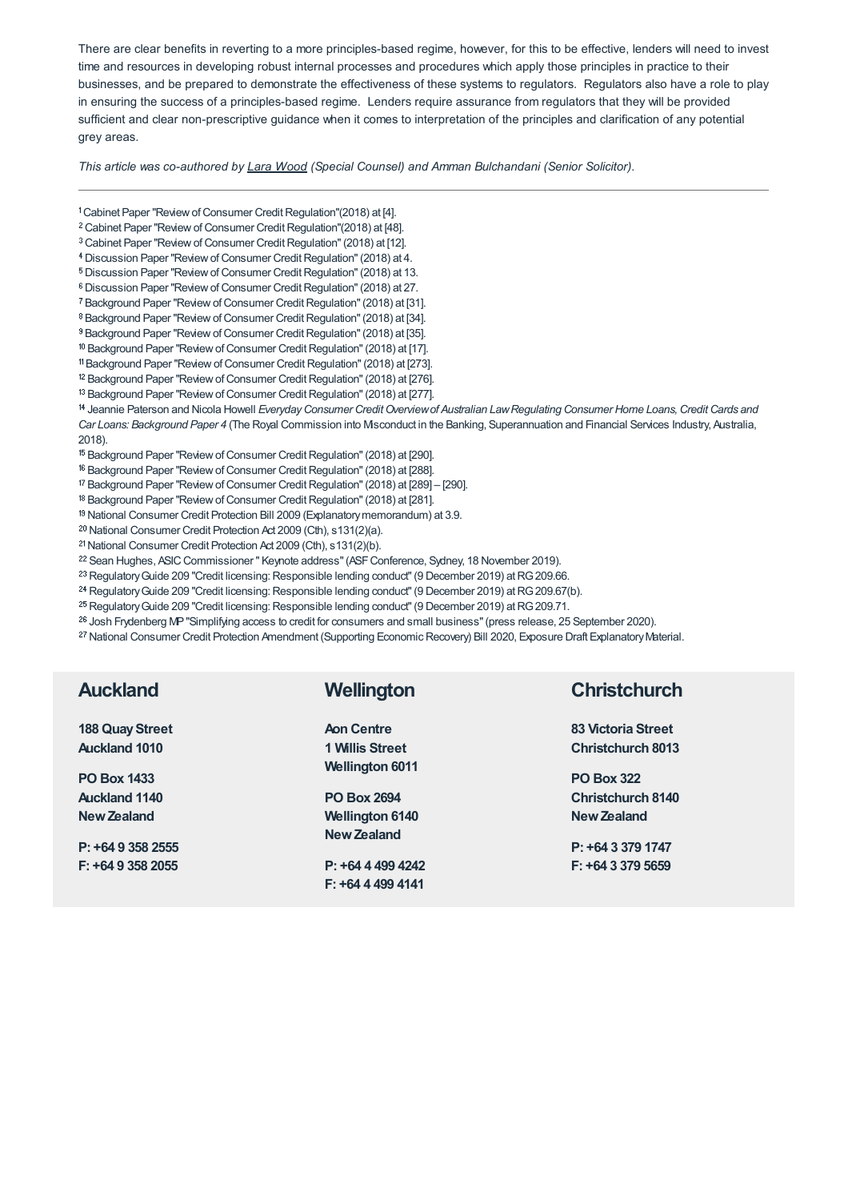There are clear benefits in reverting to a more principles-based regime, however, for this to be effective, lenders will need to invest time and resources in developing robust internal processes and procedures which apply those principles in practice to their businesses, and be prepared to demonstrate the effectiveness of these systems to regulators. Regulators also have a role to play in ensuring the success of a principles-based regime. Lenders require assurance from regulators that they will be provided sufficient and clear non-prescriptive guidance when it comes to interpretation of the principles and clarification of any potential grey areas.

*This article was co-authored by Lara Wood (Special Counsel) and Amman Bulchandani (Senior Solicitor).*

---

[1] Cabinet Paper "Review of Consumer Credit Regulation"(2018) at [4].
[2] Cabinet Paper "Review of Consumer Credit Regulation"(2018) at [48].
[3] Cabinet Paper "Review of Consumer Credit Regulation" (2018) at [12].
[4] Discussion Paper "Review of Consumer Credit Regulation" (2018) at 4.
[5] Discussion Paper "Review of Consumer Credit Regulation" (2018) at 13.
[6] Discussion Paper "Review of Consumer Credit Regulation" (2018) at 27.
[7] Background Paper "Review of Consumer Credit Regulation" (2018) at [31].
[8] Background Paper "Review of Consumer Credit Regulation" (2018) at [34].
[9] Background Paper "Review of Consumer Credit Regulation" (2018) at [35].
[10] Background Paper "Review of Consumer Credit Regulation" (2018) at [17].
[11] Background Paper "Review of Consumer Credit Regulation" (2018) at [273].
[12] Background Paper "Review of Consumer Credit Regulation" (2018) at [276].
[13] Background Paper "Review of Consumer Credit Regulation" (2018) at [277].
[14] Jeannie Paterson and Nicola Howell *Everyday Consumer Credit Overview of Australian Law Regulating Consumer Home Loans, Credit Cards and Car Loans: Background Paper 4* (The Royal Commission into Misconduct in the Banking, Superannuation and Financial Services Industry, Australia, 2018).
[15] Background Paper "Review of Consumer Credit Regulation" (2018) at [290].
[16] Background Paper "Review of Consumer Credit Regulation" (2018) at [288].
[17] Background Paper "Review of Consumer Credit Regulation" (2018) at [289] – [290].
[18] Background Paper "Review of Consumer Credit Regulation" (2018) at [281].
[19] National Consumer Credit Protection Bill 2009 (Explanatory memorandum) at 3.9.
[20] National Consumer Credit Protection Act 2009 (Cth), s131(2)(a).
[21] National Consumer Credit Protection Act 2009 (Cth), s131(2)(b).
[22] Sean Hughes, ASIC Commissioner " Keynote address" (ASF Conference, Sydney, 18 November 2019).
[23] Regulatory Guide 209 "Credit licensing: Responsible lending conduct" (9 December 2019) at RG 209.66.
[24] Regulatory Guide 209 "Credit licensing: Responsible lending conduct" (9 December 2019) at RG 209.67(b).
[25] Regulatory Guide 209 "Credit licensing: Responsible lending conduct" (9 December 2019) at RG 209.71.
[26] Josh Frydenberg MP "Simplifying access to credit for consumers and small business" (press release, 25 September 2020).
[27] National Consumer Credit Protection Amendment (Supporting Economic Recovery) Bill 2020, Exposure Draft Explanatory Material.

## Auckland

**188 Quay Street**
**Auckland 1010**

**PO Box 1433**
**Auckland 1140**
**New Zealand**

**P: +64 9 358 2555**
**F: +64 9 358 2055**

## Wellington

**Aon Centre**
**1 Willis Street**
**Wellington 6011**

**PO Box 2694**
**Wellington 6140**
**New Zealand**

**P: +64 4 499 4242**
**F: +64 4 499 4141**

## Christchurch

**83 Victoria Street**
**Christchurch 8013**

**PO Box 322**
**Christchurch 8140**
**New Zealand**

**P: +64 3 379 1747**
**F: +64 3 379 5659**